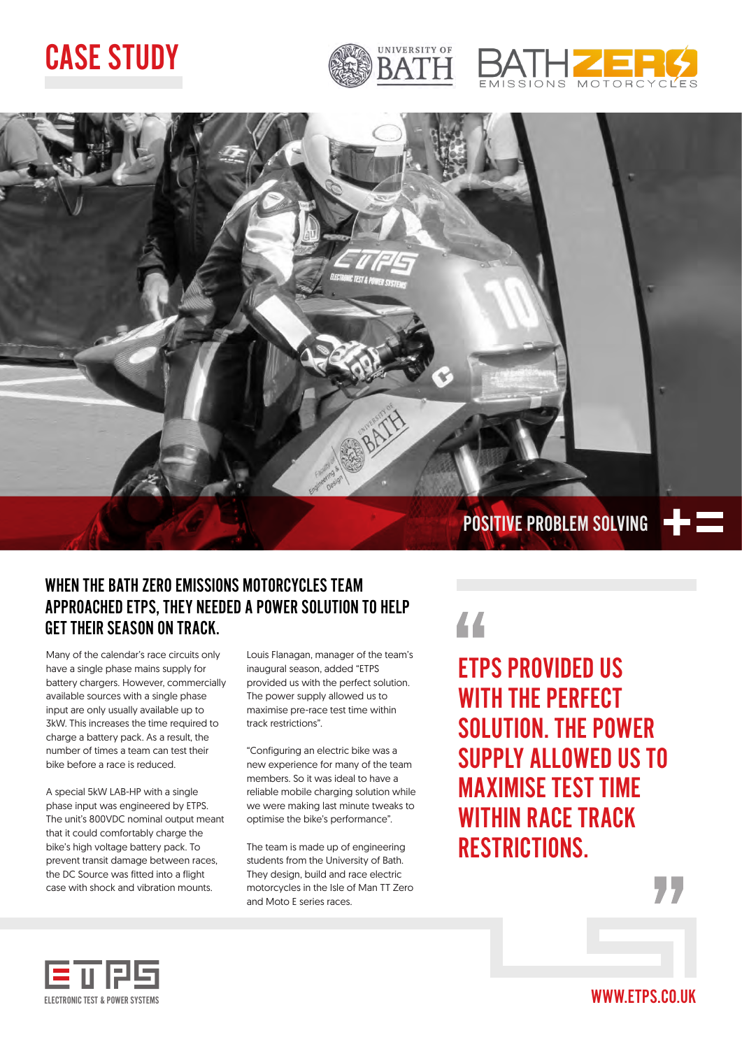# CASE STUDY

UNIVERSITY OF BATH

BATH ZERO EMISSIONS MOTORCYCLES

POSITIVE PROBLEM SOLVING

## WHEN THE BATH ZERO EMISSIONS MOTORCYCLES TEAM APPROACHED ETPS, THEY NEEDED A POWER SOLUTION TO HELP GET THEIR SEASON ON TRACK.

Many of the calendar's race circuits only have a single phase mains supply for battery chargers. However, commercially available sources with a single phase input are only usually available up to 3kW. This increases the time required to charge a battery pack. As a result, the number of times a team can test their bike before a race is reduced.

A special 5kW LAB-HP with a single phase input was engineered by ETPS. The unit's 800VDC nominal output meant that it could comfortably charge the bike's high voltage battery pack. To prevent transit damage between races, the DC Source was fitted into a flight case with shock and vibration mounts.

Louis Flanagan, manager of the team's inaugural season, added "ETPS provided us with the perfect solution. The power supply allowed us to maximise pre-race test time within track restrictions".

"Configuring an electric bike was a new experience for many of the team members. So it was ideal to have a reliable mobile charging solution while we were making last minute tweaks to optimise the bike's performance".

The team is made up of engineering students from the University of Bath. They design, build and race electric motorcycles in the Isle of Man TT Zero and Moto E series races.

> "ETPS PROVIDED US WITH THE PERFECT SOLUTION. THE POWER SUPPLY ALLOWED US TO MAXIMISE TEST TIME WITHIN RACE TRACK RESTRICTIONS."

ETPS ELECTRONIC TEST & POWER SYSTEMS

WWW.ETPS.CO.UK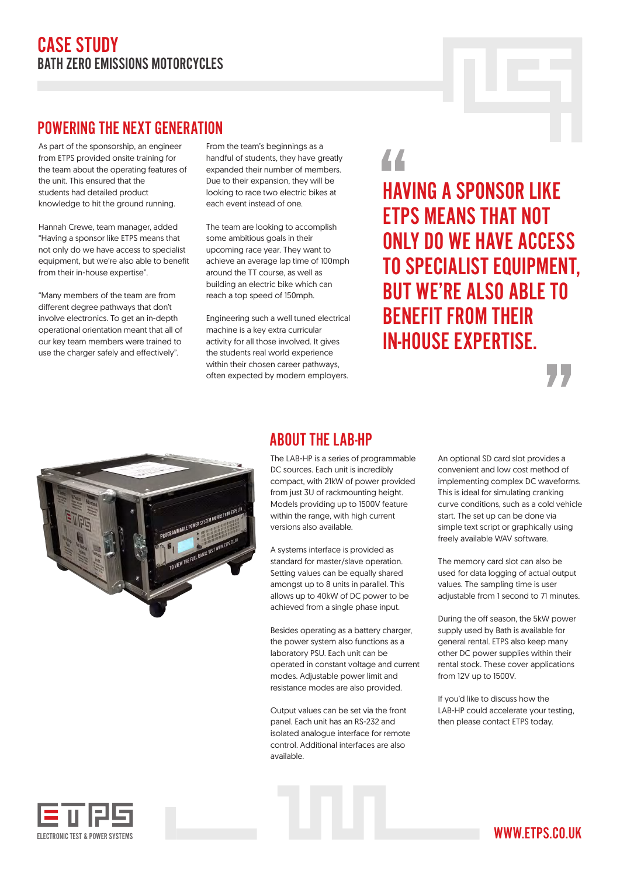# CASE STUDY
## BATH ZERO EMISSIONS MOTORCYCLES

## POWERING THE NEXT GENERATION

As part of the sponsorship, an engineer from ETPS provided onsite training for the team about the operating features of the unit. This ensured that the students had detailed product knowledge to hit the ground running.

Hannah Crewe, team manager, added "Having a sponsor like ETPS means that not only do we have access to specialist equipment, but we're also able to benefit from their in-house expertise".

"Many members of the team are from different degree pathways that don't involve electronics. To get an in-depth operational orientation meant that all of our key team members were trained to use the charger safely and effectively".

From the team's beginnings as a handful of students, they have greatly expanded their number of members. Due to their expansion, they will be looking to race two electric bikes at each event instead of one.

The team are looking to accomplish some ambitious goals in their upcoming race year. They want to achieve an average lap time of 100mph around the TT course, as well as building an electric bike which can reach a top speed of 150mph.

Engineering such a well tuned electrical machine is a key extra curricular activity for all those involved. It gives the students real world experience within their chosen career pathways, often expected by modern employers.

> "HAVING A SPONSOR LIKE ETPS MEANS THAT NOT ONLY DO WE HAVE ACCESS TO SPECIALIST EQUIPMENT, BUT WE'RE ALSO ABLE TO BENEFIT FROM THEIR IN-HOUSE EXPERTISE."

## ABOUT THE LAB-HP

The LAB-HP is a series of programmable DC sources. Each unit is incredibly compact, with 21kW of power provided from just 3U of rackmounting height. Models providing up to 1500V feature within the range, with high current versions also available.

A systems interface is provided as standard for master/slave operation. Setting values can be equally shared amongst up to 8 units in parallel. This allows up to 40kW of DC power to be achieved from a single phase input.

Besides operating as a battery charger, the power system also functions as a laboratory PSU. Each unit can be operated in constant voltage and current modes. Adjustable power limit and resistance modes are also provided.

Output values can be set via the front panel. Each unit has an RS-232 and isolated analogue interface for remote control. Additional interfaces are also available.

An optional SD card slot provides a convenient and low cost method of implementing complex DC waveforms. This is ideal for simulating cranking curve conditions, such as a cold vehicle start. The set up can be done via simple text script or graphically using freely available WAV software.

The memory card slot can also be used for data logging of actual output values. The sampling time is user adjustable from 1 second to 71 minutes.

During the off season, the 5kW power supply used by Bath is available for general rental. ETPS also keep many other DC power supplies within their rental stock. These cover applications from 12V up to 1500V.

If you'd like to discuss how the LAB-HP could accelerate your testing, then please contact ETPS today.

ETPS ELECTRONIC TEST & POWER SYSTEMS

WWW.ETPS.CO.UK